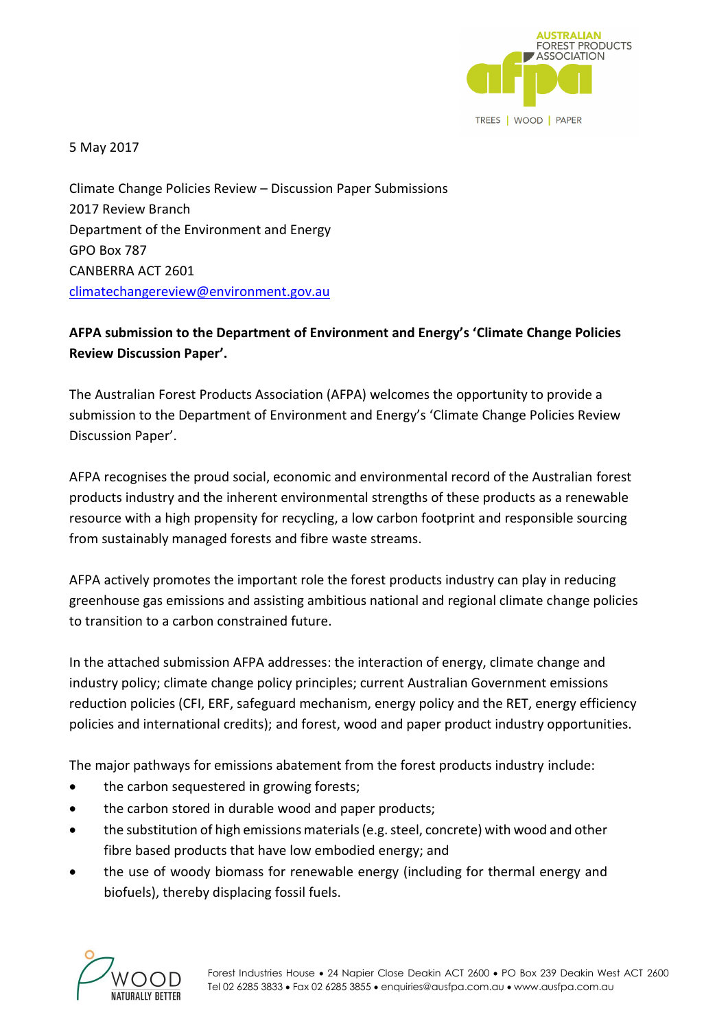5 May 2017

Climate Change Policies Review – Discussion Paper Submissions
2017 Review Branch
Department of the Environment and Energy
GPO Box 787
CANBERRA ACT 2601
climatechangereview@environment.gov.au

**AFPA submission to the Department of Environment and Energy's 'Climate Change Policies Review Discussion Paper'.**

The Australian Forest Products Association (AFPA) welcomes the opportunity to provide a submission to the Department of Environment and Energy's 'Climate Change Policies Review Discussion Paper'.

AFPA recognises the proud social, economic and environmental record of the Australian forest products industry and the inherent environmental strengths of these products as a renewable resource with a high propensity for recycling, a low carbon footprint and responsible sourcing from sustainably managed forests and fibre waste streams.

AFPA actively promotes the important role the forest products industry can play in reducing greenhouse gas emissions and assisting ambitious national and regional climate change policies to transition to a carbon constrained future.

In the attached submission AFPA addresses: the interaction of energy, climate change and industry policy; climate change policy principles; current Australian Government emissions reduction policies (CFI, ERF, safeguard mechanism, energy policy and the RET, energy efficiency policies and international credits); and forest, wood and paper product industry opportunities.

The major pathways for emissions abatement from the forest products industry include:

- the carbon sequestered in growing forests;
- the carbon stored in durable wood and paper products;
- the substitution of high emissions materials (e.g. steel, concrete) with wood and other fibre based products that have low embodied energy; and
- the use of woody biomass for renewable energy (including for thermal energy and biofuels), thereby displacing fossil fuels.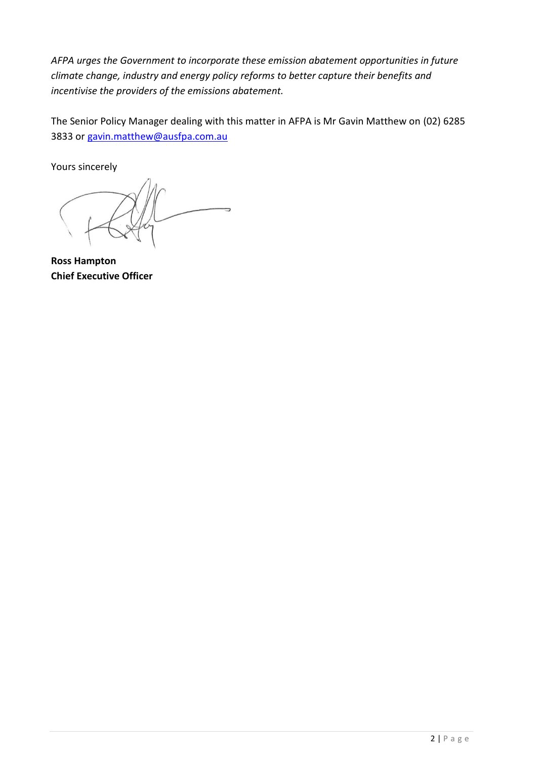*AFPA urges the Government to incorporate these emission abatement opportunities in future climate change, industry and energy policy reforms to better capture their benefits and incentivise the providers of the emissions abatement.*

The Senior Policy Manager dealing with this matter in AFPA is Mr Gavin Matthew on (02) 6285 3833 or [gavin.matthew@ausfpa.com.au](mailto:gavin.matthew@ausfpa.com.au)

Yours sincerely

**Ross Hampton**
**Chief Executive Officer**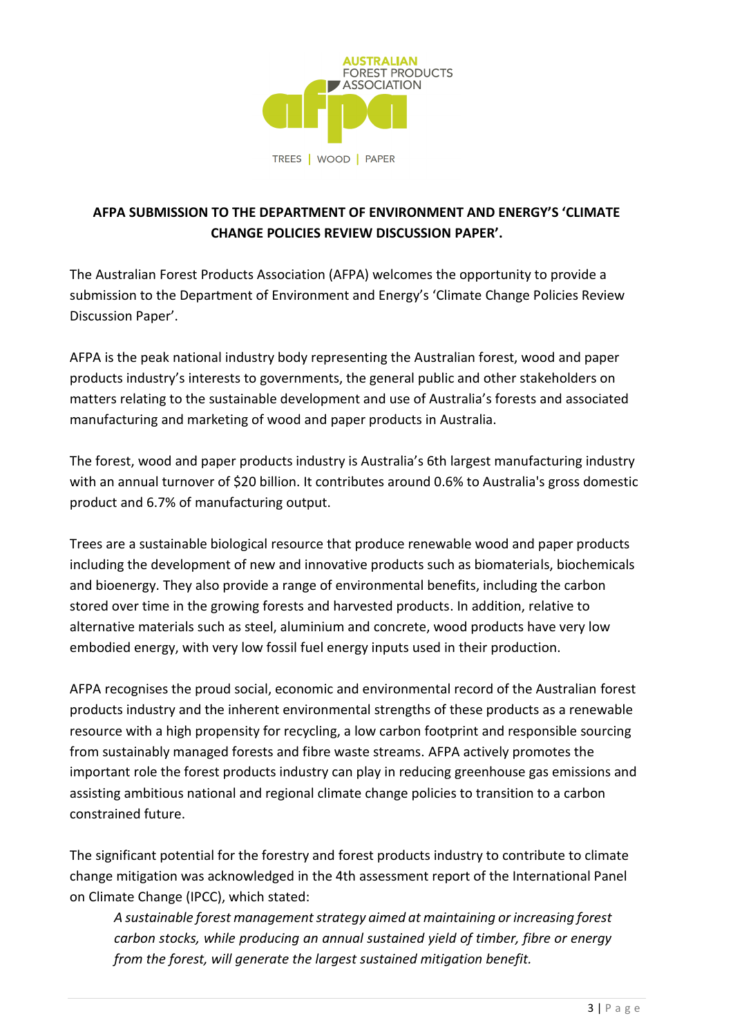**AFPA SUBMISSION TO THE DEPARTMENT OF ENVIRONMENT AND ENERGY'S 'CLIMATE CHANGE POLICIES REVIEW DISCUSSION PAPER'.**

The Australian Forest Products Association (AFPA) welcomes the opportunity to provide a submission to the Department of Environment and Energy's 'Climate Change Policies Review Discussion Paper'.

AFPA is the peak national industry body representing the Australian forest, wood and paper products industry's interests to governments, the general public and other stakeholders on matters relating to the sustainable development and use of Australia's forests and associated manufacturing and marketing of wood and paper products in Australia.

The forest, wood and paper products industry is Australia's 6th largest manufacturing industry with an annual turnover of $20 billion. It contributes around 0.6% to Australia's gross domestic product and 6.7% of manufacturing output.

Trees are a sustainable biological resource that produce renewable wood and paper products including the development of new and innovative products such as biomaterials, biochemicals and bioenergy. They also provide a range of environmental benefits, including the carbon stored over time in the growing forests and harvested products. In addition, relative to alternative materials such as steel, aluminium and concrete, wood products have very low embodied energy, with very low fossil fuel energy inputs used in their production.

AFPA recognises the proud social, economic and environmental record of the Australian forest products industry and the inherent environmental strengths of these products as a renewable resource with a high propensity for recycling, a low carbon footprint and responsible sourcing from sustainably managed forests and fibre waste streams. AFPA actively promotes the important role the forest products industry can play in reducing greenhouse gas emissions and assisting ambitious national and regional climate change policies to transition to a carbon constrained future.

The significant potential for the forestry and forest products industry to contribute to climate change mitigation was acknowledged in the 4th assessment report of the International Panel on Climate Change (IPCC), which stated:

> *A sustainable forest management strategy aimed at maintaining or increasing forest carbon stocks, while producing an annual sustained yield of timber, fibre or energy from the forest, will generate the largest sustained mitigation benefit.*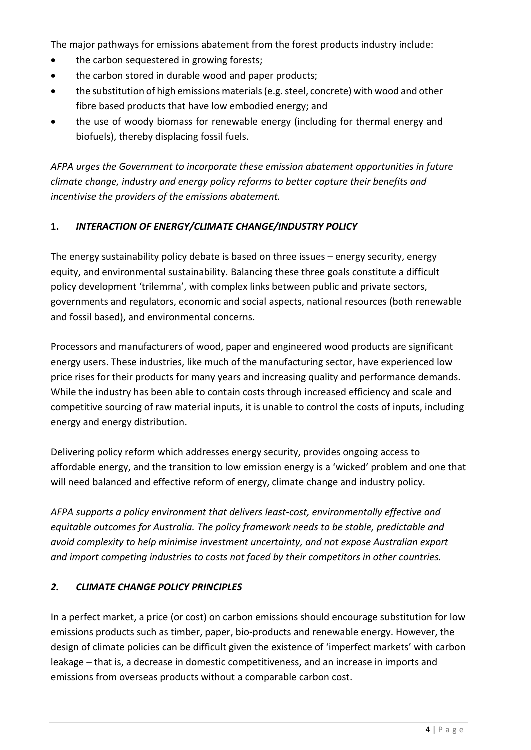The major pathways for emissions abatement from the forest products industry include:

- the carbon sequestered in growing forests;
- the carbon stored in durable wood and paper products;
- the substitution of high emissions materials (e.g. steel, concrete) with wood and other fibre based products that have low embodied energy; and
- the use of woody biomass for renewable energy (including for thermal energy and biofuels), thereby displacing fossil fuels.

*AFPA urges the Government to incorporate these emission abatement opportunities in future climate change, industry and energy policy reforms to better capture their benefits and incentivise the providers of the emissions abatement.*

## 1. *INTERACTION OF ENERGY/CLIMATE CHANGE/INDUSTRY POLICY*

The energy sustainability policy debate is based on three issues – energy security, energy equity, and environmental sustainability. Balancing these three goals constitute a difficult policy development 'trilemma', with complex links between public and private sectors, governments and regulators, economic and social aspects, national resources (both renewable and fossil based), and environmental concerns.

Processors and manufacturers of wood, paper and engineered wood products are significant energy users. These industries, like much of the manufacturing sector, have experienced low price rises for their products for many years and increasing quality and performance demands. While the industry has been able to contain costs through increased efficiency and scale and competitive sourcing of raw material inputs, it is unable to control the costs of inputs, including energy and energy distribution.

Delivering policy reform which addresses energy security, provides ongoing access to affordable energy, and the transition to low emission energy is a 'wicked' problem and one that will need balanced and effective reform of energy, climate change and industry policy.

*AFPA supports a policy environment that delivers least-cost, environmentally effective and equitable outcomes for Australia. The policy framework needs to be stable, predictable and avoid complexity to help minimise investment uncertainty, and not expose Australian export and import competing industries to costs not faced by their competitors in other countries.*

## *2. CLIMATE CHANGE POLICY PRINCIPLES*

In a perfect market, a price (or cost) on carbon emissions should encourage substitution for low emissions products such as timber, paper, bio-products and renewable energy. However, the design of climate policies can be difficult given the existence of 'imperfect markets' with carbon leakage – that is, a decrease in domestic competitiveness, and an increase in imports and emissions from overseas products without a comparable carbon cost.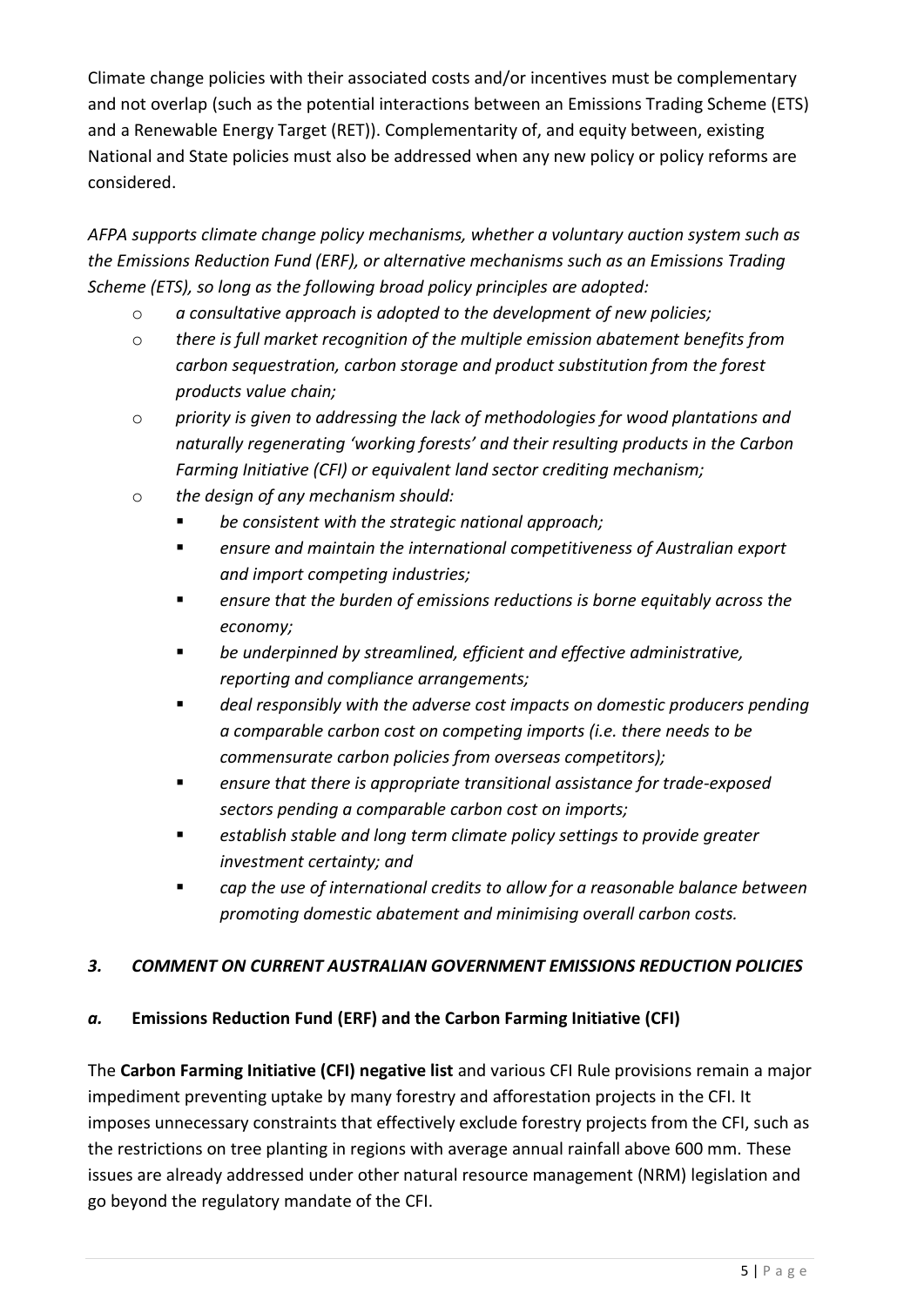Climate change policies with their associated costs and/or incentives must be complementary and not overlap (such as the potential interactions between an Emissions Trading Scheme (ETS) and a Renewable Energy Target (RET)). Complementarity of, and equity between, existing National and State policies must also be addressed when any new policy or policy reforms are considered.

*AFPA supports climate change policy mechanisms, whether a voluntary auction system such as the Emissions Reduction Fund (ERF), or alternative mechanisms such as an Emissions Trading Scheme (ETS), so long as the following broad policy principles are adopted:*

- *a consultative approach is adopted to the development of new policies;*
- *there is full market recognition of the multiple emission abatement benefits from carbon sequestration, carbon storage and product substitution from the forest products value chain;*
- *priority is given to addressing the lack of methodologies for wood plantations and naturally regenerating 'working forests' and their resulting products in the Carbon Farming Initiative (CFI) or equivalent land sector crediting mechanism;*
- *the design of any mechanism should:*
  - *be consistent with the strategic national approach;*
  - *ensure and maintain the international competitiveness of Australian export and import competing industries;*
  - *ensure that the burden of emissions reductions is borne equitably across the economy;*
  - *be underpinned by streamlined, efficient and effective administrative, reporting and compliance arrangements;*
  - *deal responsibly with the adverse cost impacts on domestic producers pending a comparable carbon cost on competing imports (i.e. there needs to be commensurate carbon policies from overseas competitors);*
  - *ensure that there is appropriate transitional assistance for trade-exposed sectors pending a comparable carbon cost on imports;*
  - *establish stable and long term climate policy settings to provide greater investment certainty; and*
  - *cap the use of international credits to allow for a reasonable balance between promoting domestic abatement and minimising overall carbon costs.*

## *3. COMMENT ON CURRENT AUSTRALIAN GOVERNMENT EMISSIONS REDUCTION POLICIES*

### *a.* **Emissions Reduction Fund (ERF) and the Carbon Farming Initiative (CFI)**

The **Carbon Farming Initiative (CFI) negative list** and various CFI Rule provisions remain a major impediment preventing uptake by many forestry and afforestation projects in the CFI. It imposes unnecessary constraints that effectively exclude forestry projects from the CFI, such as the restrictions on tree planting in regions with average annual rainfall above 600 mm. These issues are already addressed under other natural resource management (NRM) legislation and go beyond the regulatory mandate of the CFI.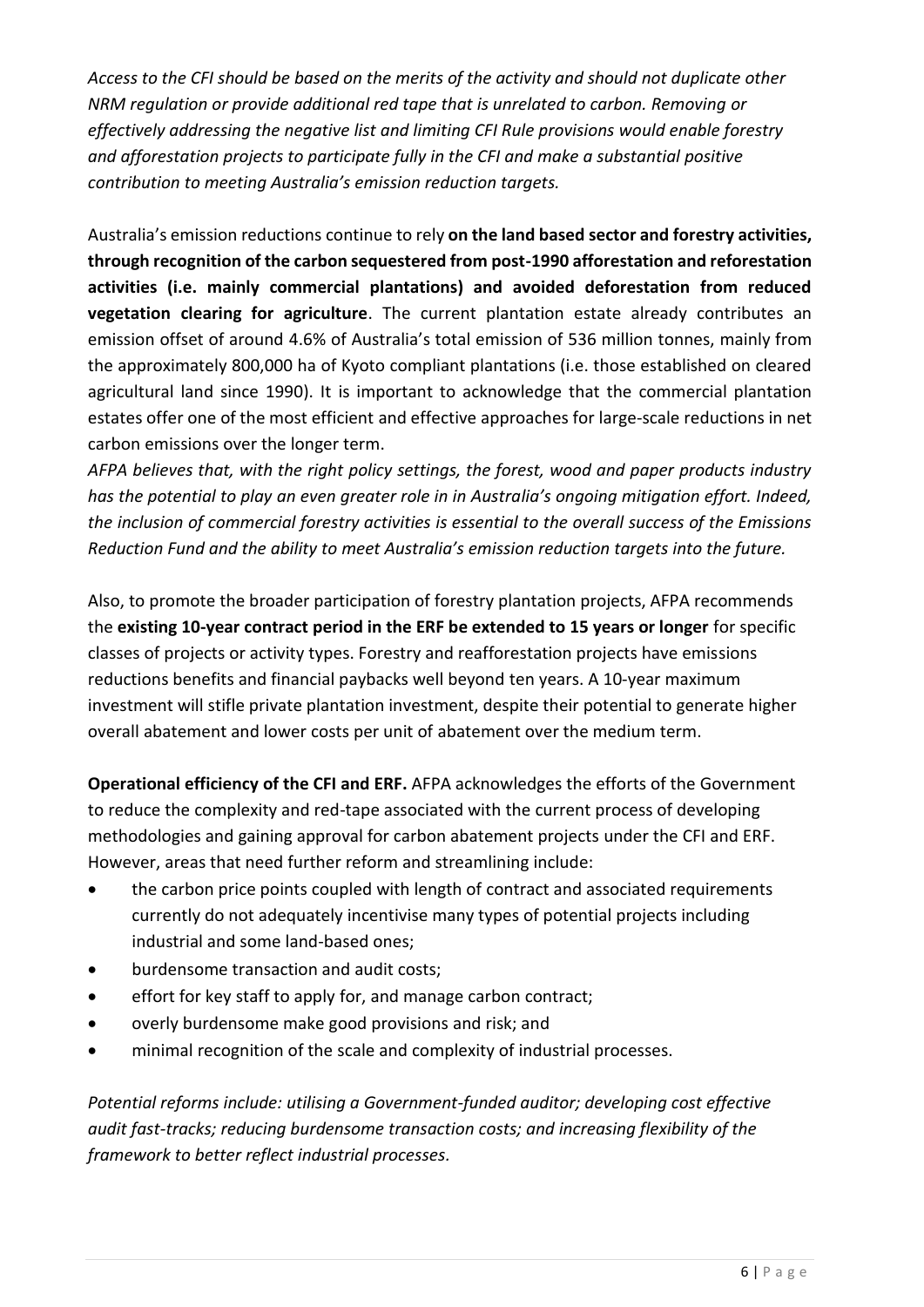*Access to the CFI should be based on the merits of the activity and should not duplicate other NRM regulation or provide additional red tape that is unrelated to carbon. Removing or effectively addressing the negative list and limiting CFI Rule provisions would enable forestry and afforestation projects to participate fully in the CFI and make a substantial positive contribution to meeting Australia's emission reduction targets.*

Australia's emission reductions continue to rely **on the land based sector and forestry activities, through recognition of the carbon sequestered from post-1990 afforestation and reforestation activities (i.e. mainly commercial plantations) and avoided deforestation from reduced vegetation clearing for agriculture**. The current plantation estate already contributes an emission offset of around 4.6% of Australia's total emission of 536 million tonnes, mainly from the approximately 800,000 ha of Kyoto compliant plantations (i.e. those established on cleared agricultural land since 1990). It is important to acknowledge that the commercial plantation estates offer one of the most efficient and effective approaches for large-scale reductions in net carbon emissions over the longer term.

*AFPA believes that, with the right policy settings, the forest, wood and paper products industry has the potential to play an even greater role in in Australia's ongoing mitigation effort. Indeed, the inclusion of commercial forestry activities is essential to the overall success of the Emissions Reduction Fund and the ability to meet Australia's emission reduction targets into the future.*

Also, to promote the broader participation of forestry plantation projects, AFPA recommends the **existing 10-year contract period in the ERF be extended to 15 years or longer** for specific classes of projects or activity types. Forestry and reafforestation projects have emissions reductions benefits and financial paybacks well beyond ten years. A 10-year maximum investment will stifle private plantation investment, despite their potential to generate higher overall abatement and lower costs per unit of abatement over the medium term.

**Operational efficiency of the CFI and ERF.** AFPA acknowledges the efforts of the Government to reduce the complexity and red-tape associated with the current process of developing methodologies and gaining approval for carbon abatement projects under the CFI and ERF. However, areas that need further reform and streamlining include:

- the carbon price points coupled with length of contract and associated requirements currently do not adequately incentivise many types of potential projects including industrial and some land-based ones;
- burdensome transaction and audit costs;
- effort for key staff to apply for, and manage carbon contract;
- overly burdensome make good provisions and risk; and
- minimal recognition of the scale and complexity of industrial processes.

*Potential reforms include: utilising a Government-funded auditor; developing cost effective audit fast-tracks; reducing burdensome transaction costs; and increasing flexibility of the framework to better reflect industrial processes.*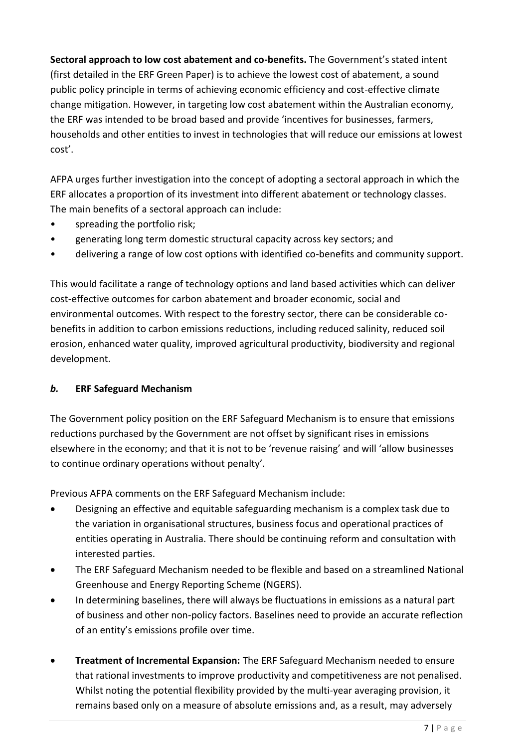**Sectoral approach to low cost abatement and co-benefits.** The Government's stated intent (first detailed in the ERF Green Paper) is to achieve the lowest cost of abatement, a sound public policy principle in terms of achieving economic efficiency and cost-effective climate change mitigation. However, in targeting low cost abatement within the Australian economy, the ERF was intended to be broad based and provide 'incentives for businesses, farmers, households and other entities to invest in technologies that will reduce our emissions at lowest cost'.

AFPA urges further investigation into the concept of adopting a sectoral approach in which the ERF allocates a proportion of its investment into different abatement or technology classes. The main benefits of a sectoral approach can include:

- spreading the portfolio risk;
- generating long term domestic structural capacity across key sectors; and
- delivering a range of low cost options with identified co-benefits and community support.

This would facilitate a range of technology options and land based activities which can deliver cost-effective outcomes for carbon abatement and broader economic, social and environmental outcomes. With respect to the forestry sector, there can be considerable co-benefits in addition to carbon emissions reductions, including reduced salinity, reduced soil erosion, enhanced water quality, improved agricultural productivity, biodiversity and regional development.

### ***b.*** **ERF Safeguard Mechanism**

The Government policy position on the ERF Safeguard Mechanism is to ensure that emissions reductions purchased by the Government are not offset by significant rises in emissions elsewhere in the economy; and that it is not to be 'revenue raising' and will 'allow businesses to continue ordinary operations without penalty'.

Previous AFPA comments on the ERF Safeguard Mechanism include:

- Designing an effective and equitable safeguarding mechanism is a complex task due to the variation in organisational structures, business focus and operational practices of entities operating in Australia. There should be continuing reform and consultation with interested parties.
- The ERF Safeguard Mechanism needed to be flexible and based on a streamlined National Greenhouse and Energy Reporting Scheme (NGERS).
- In determining baselines, there will always be fluctuations in emissions as a natural part of business and other non-policy factors. Baselines need to provide an accurate reflection of an entity's emissions profile over time.
- **Treatment of Incremental Expansion:** The ERF Safeguard Mechanism needed to ensure that rational investments to improve productivity and competitiveness are not penalised. Whilst noting the potential flexibility provided by the multi-year averaging provision, it remains based only on a measure of absolute emissions and, as a result, may adversely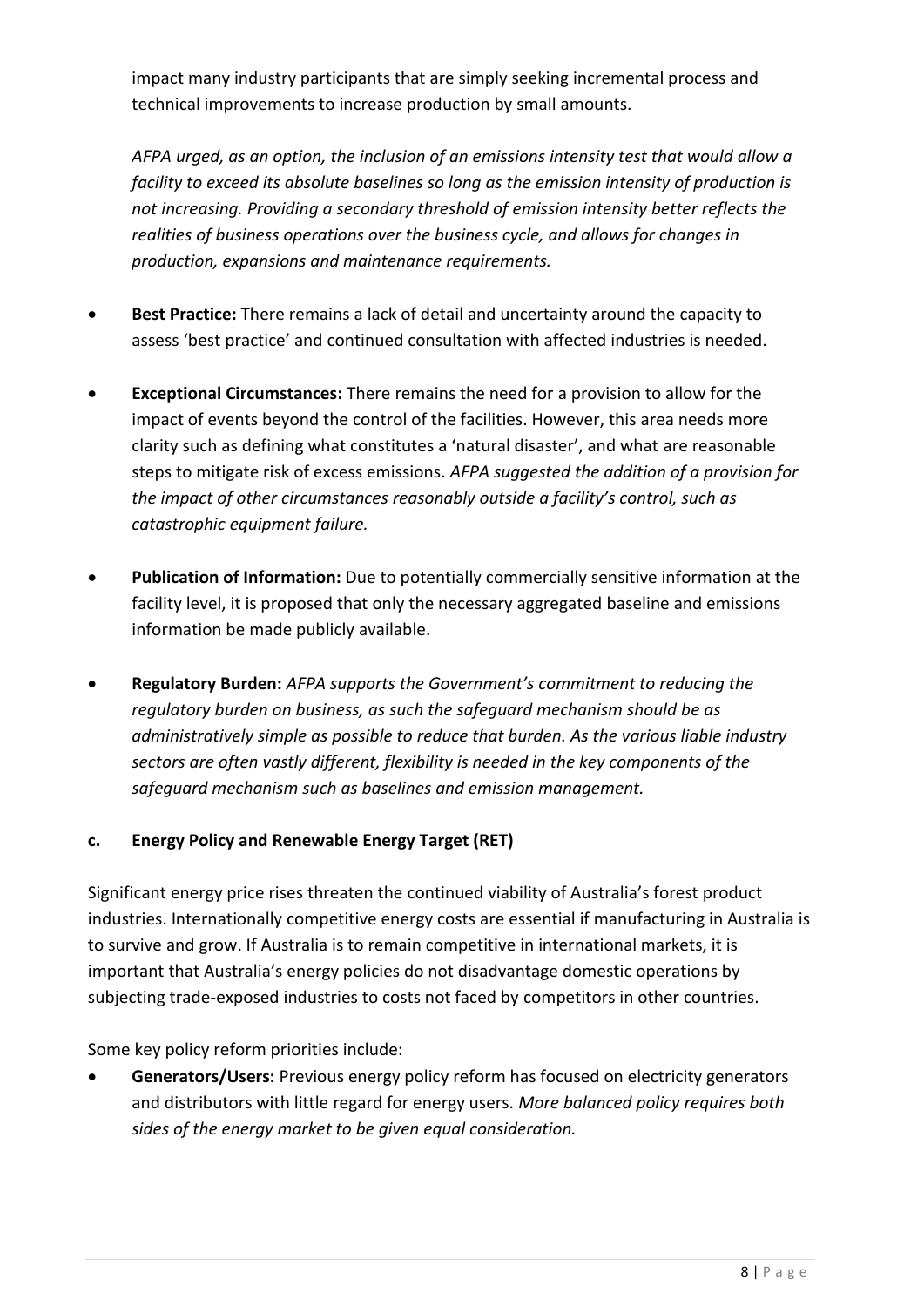impact many industry participants that are simply seeking incremental process and technical improvements to increase production by small amounts.

*AFPA urged, as an option, the inclusion of an emissions intensity test that would allow a facility to exceed its absolute baselines so long as the emission intensity of production is not increasing. Providing a secondary threshold of emission intensity better reflects the realities of business operations over the business cycle, and allows for changes in production, expansions and maintenance requirements.*

- **Best Practice:** There remains a lack of detail and uncertainty around the capacity to assess 'best practice' and continued consultation with affected industries is needed.

- **Exceptional Circumstances:** There remains the need for a provision to allow for the impact of events beyond the control of the facilities. However, this area needs more clarity such as defining what constitutes a 'natural disaster', and what are reasonable steps to mitigate risk of excess emissions. *AFPA suggested the addition of a provision for the impact of other circumstances reasonably outside a facility's control, such as catastrophic equipment failure.*

- **Publication of Information:** Due to potentially commercially sensitive information at the facility level, it is proposed that only the necessary aggregated baseline and emissions information be made publicly available.

- **Regulatory Burden:** *AFPA supports the Government's commitment to reducing the regulatory burden on business, as such the safeguard mechanism should be as administratively simple as possible to reduce that burden. As the various liable industry sectors are often vastly different, flexibility is needed in the key components of the safeguard mechanism such as baselines and emission management.*

### c. Energy Policy and Renewable Energy Target (RET)

Significant energy price rises threaten the continued viability of Australia's forest product industries. Internationally competitive energy costs are essential if manufacturing in Australia is to survive and grow. If Australia is to remain competitive in international markets, it is important that Australia's energy policies do not disadvantage domestic operations by subjecting trade-exposed industries to costs not faced by competitors in other countries.

Some key policy reform priorities include:

- **Generators/Users:** Previous energy policy reform has focused on electricity generators and distributors with little regard for energy users. *More balanced policy requires both sides of the energy market to be given equal consideration.*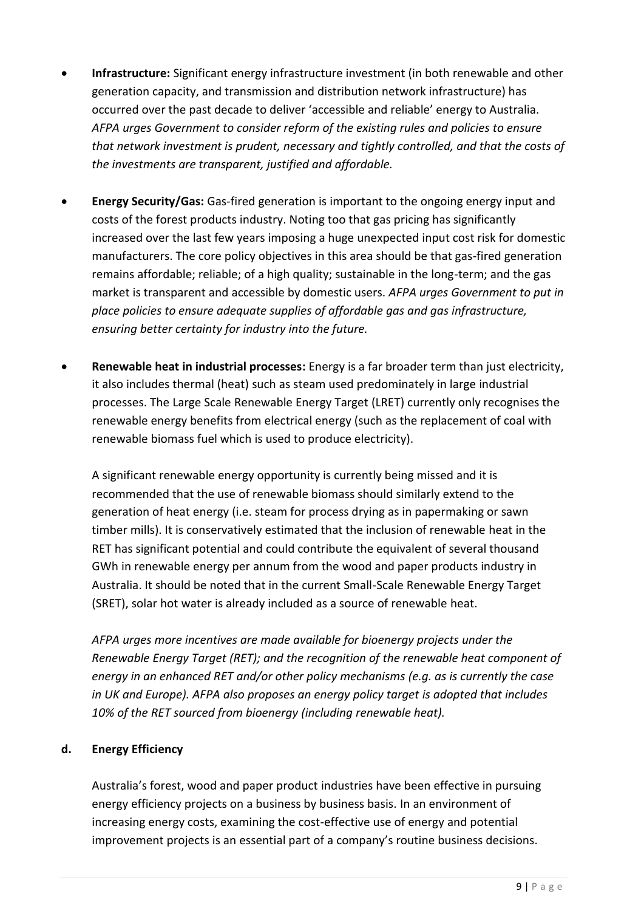- **Infrastructure:** Significant energy infrastructure investment (in both renewable and other generation capacity, and transmission and distribution network infrastructure) has occurred over the past decade to deliver 'accessible and reliable' energy to Australia. *AFPA urges Government to consider reform of the existing rules and policies to ensure that network investment is prudent, necessary and tightly controlled, and that the costs of the investments are transparent, justified and affordable.*

- **Energy Security/Gas:** Gas-fired generation is important to the ongoing energy input and costs of the forest products industry. Noting too that gas pricing has significantly increased over the last few years imposing a huge unexpected input cost risk for domestic manufacturers. The core policy objectives in this area should be that gas-fired generation remains affordable; reliable; of a high quality; sustainable in the long-term; and the gas market is transparent and accessible by domestic users. *AFPA urges Government to put in place policies to ensure adequate supplies of affordable gas and gas infrastructure, ensuring better certainty for industry into the future.*

- **Renewable heat in industrial processes:** Energy is a far broader term than just electricity, it also includes thermal (heat) such as steam used predominately in large industrial processes. The Large Scale Renewable Energy Target (LRET) currently only recognises the renewable energy benefits from electrical energy (such as the replacement of coal with renewable biomass fuel which is used to produce electricity).

  A significant renewable energy opportunity is currently being missed and it is recommended that the use of renewable biomass should similarly extend to the generation of heat energy (i.e. steam for process drying as in papermaking or sawn timber mills). It is conservatively estimated that the inclusion of renewable heat in the RET has significant potential and could contribute the equivalent of several thousand GWh in renewable energy per annum from the wood and paper products industry in Australia. It should be noted that in the current Small-Scale Renewable Energy Target (SRET), solar hot water is already included as a source of renewable heat.

  *AFPA urges more incentives are made available for bioenergy projects under the Renewable Energy Target (RET); and the recognition of the renewable heat component of energy in an enhanced RET and/or other policy mechanisms (e.g. as is currently the case in UK and Europe). AFPA also proposes an energy policy target is adopted that includes 10% of the RET sourced from bioenergy (including renewable heat).*

**d. Energy Efficiency**

Australia's forest, wood and paper product industries have been effective in pursuing energy efficiency projects on a business by business basis. In an environment of increasing energy costs, examining the cost-effective use of energy and potential improvement projects is an essential part of a company's routine business decisions.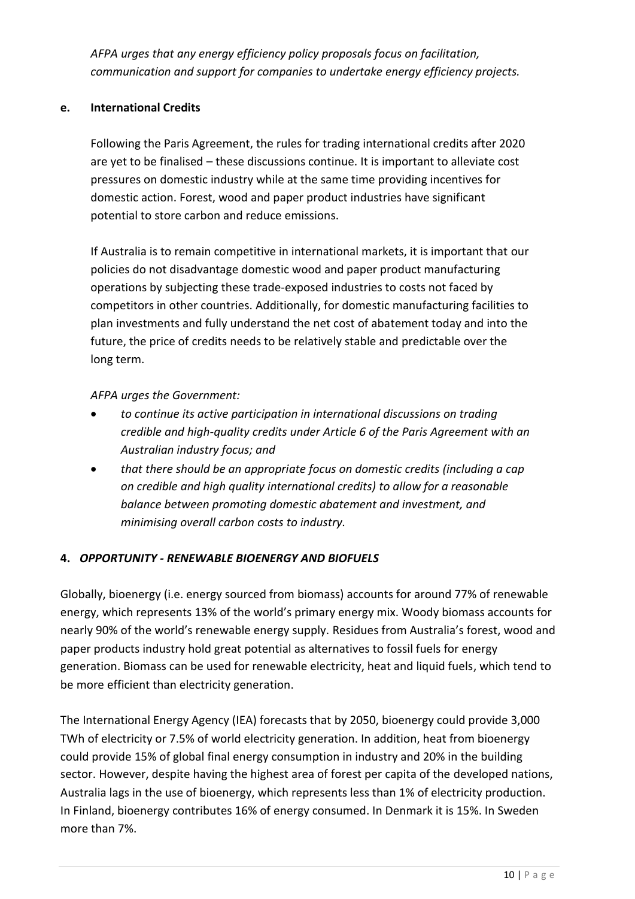*AFPA urges that any energy efficiency policy proposals focus on facilitation, communication and support for companies to undertake energy efficiency projects.*

### e. International Credits

Following the Paris Agreement, the rules for trading international credits after 2020 are yet to be finalised – these discussions continue. It is important to alleviate cost pressures on domestic industry while at the same time providing incentives for domestic action. Forest, wood and paper product industries have significant potential to store carbon and reduce emissions.

If Australia is to remain competitive in international markets, it is important that our policies do not disadvantage domestic wood and paper product manufacturing operations by subjecting these trade-exposed industries to costs not faced by competitors in other countries. Additionally, for domestic manufacturing facilities to plan investments and fully understand the net cost of abatement today and into the future, the price of credits needs to be relatively stable and predictable over the long term.

*AFPA urges the Government:*

- *to continue its active participation in international discussions on trading credible and high-quality credits under Article 6 of the Paris Agreement with an Australian industry focus; and*
- *that there should be an appropriate focus on domestic credits (including a cap on credible and high quality international credits) to allow for a reasonable balance between promoting domestic abatement and investment, and minimising overall carbon costs to industry.*

## 4. *OPPORTUNITY - RENEWABLE BIOENERGY AND BIOFUELS*

Globally, bioenergy (i.e. energy sourced from biomass) accounts for around 77% of renewable energy, which represents 13% of the world's primary energy mix. Woody biomass accounts for nearly 90% of the world's renewable energy supply. Residues from Australia's forest, wood and paper products industry hold great potential as alternatives to fossil fuels for energy generation. Biomass can be used for renewable electricity, heat and liquid fuels, which tend to be more efficient than electricity generation.

The International Energy Agency (IEA) forecasts that by 2050, bioenergy could provide 3,000 TWh of electricity or 7.5% of world electricity generation. In addition, heat from bioenergy could provide 15% of global final energy consumption in industry and 20% in the building sector. However, despite having the highest area of forest per capita of the developed nations, Australia lags in the use of bioenergy, which represents less than 1% of electricity production. In Finland, bioenergy contributes 16% of energy consumed. In Denmark it is 15%. In Sweden more than 7%.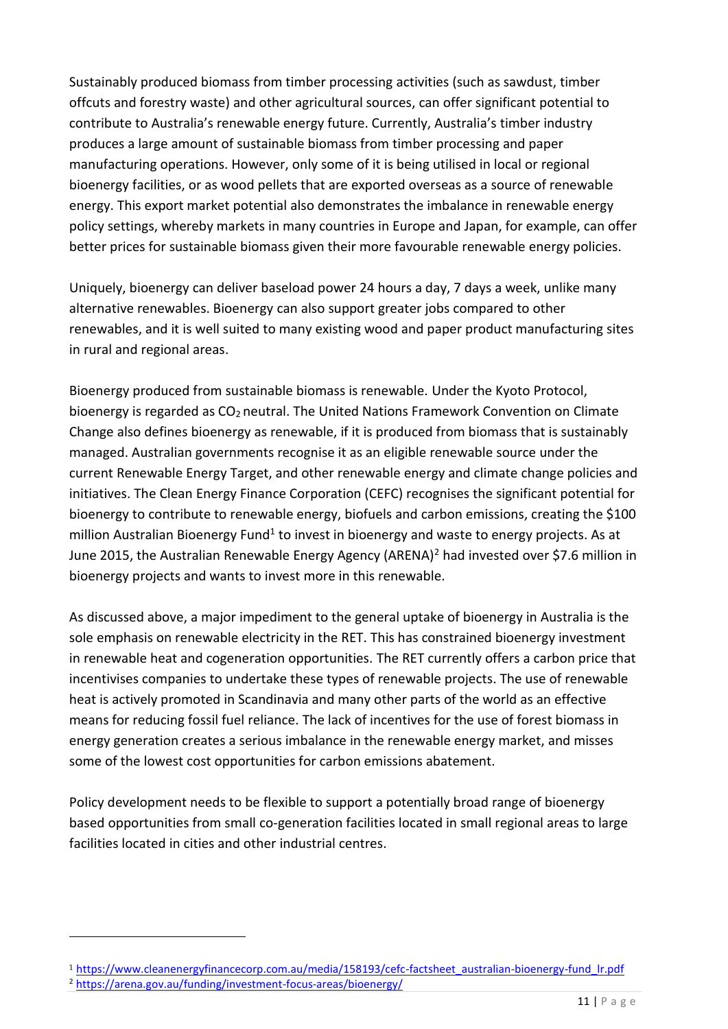Sustainably produced biomass from timber processing activities (such as sawdust, timber offcuts and forestry waste) and other agricultural sources, can offer significant potential to contribute to Australia's renewable energy future. Currently, Australia's timber industry produces a large amount of sustainable biomass from timber processing and paper manufacturing operations. However, only some of it is being utilised in local or regional bioenergy facilities, or as wood pellets that are exported overseas as a source of renewable energy. This export market potential also demonstrates the imbalance in renewable energy policy settings, whereby markets in many countries in Europe and Japan, for example, can offer better prices for sustainable biomass given their more favourable renewable energy policies.

Uniquely, bioenergy can deliver baseload power 24 hours a day, 7 days a week, unlike many alternative renewables. Bioenergy can also support greater jobs compared to other renewables, and it is well suited to many existing wood and paper product manufacturing sites in rural and regional areas.

Bioenergy produced from sustainable biomass is renewable. Under the Kyoto Protocol, bioenergy is regarded as $CO_2$ neutral. The United Nations Framework Convention on Climate Change also defines bioenergy as renewable, if it is produced from biomass that is sustainably managed. Australian governments recognise it as an eligible renewable source under the current Renewable Energy Target, and other renewable energy and climate change policies and initiatives. The Clean Energy Finance Corporation (CEFC) recognises the significant potential for bioenergy to contribute to renewable energy, biofuels and carbon emissions, creating the $100 million Australian Bioenergy Fund[1] to invest in bioenergy and waste to energy projects. As at June 2015, the Australian Renewable Energy Agency (ARENA)[2] had invested over $7.6 million in bioenergy projects and wants to invest more in this renewable.

As discussed above, a major impediment to the general uptake of bioenergy in Australia is the sole emphasis on renewable electricity in the RET. This has constrained bioenergy investment in renewable heat and cogeneration opportunities. The RET currently offers a carbon price that incentivises companies to undertake these types of renewable projects. The use of renewable heat is actively promoted in Scandinavia and many other parts of the world as an effective means for reducing fossil fuel reliance. The lack of incentives for the use of forest biomass in energy generation creates a serious imbalance in the renewable energy market, and misses some of the lowest cost opportunities for carbon emissions abatement.

Policy development needs to be flexible to support a potentially broad range of bioenergy based opportunities from small co-generation facilities located in small regional areas to large facilities located in cities and other industrial centres.

---

[1] https://www.cleanenergyfinancecorp.com.au/media/158193/cefc-factsheet_australian-bioenergy-fund_lr.pdf

[2] https://arena.gov.au/funding/investment-focus-areas/bioenergy/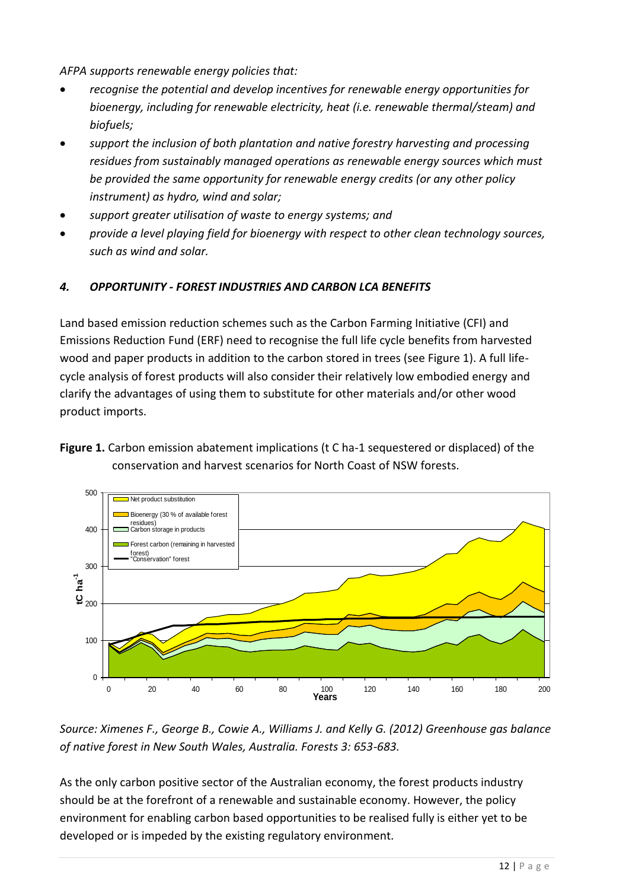*AFPA supports renewable energy policies that:*

- *recognise the potential and develop incentives for renewable energy opportunities for bioenergy, including for renewable electricity, heat (i.e. renewable thermal/steam) and biofuels;*
- *support the inclusion of both plantation and native forestry harvesting and processing residues from sustainably managed operations as renewable energy sources which must be provided the same opportunity for renewable energy credits (or any other policy instrument) as hydro, wind and solar;*
- *support greater utilisation of waste to energy systems; and*
- *provide a level playing field for bioenergy with respect to other clean technology sources, such as wind and solar.*

### *4. OPPORTUNITY - FOREST INDUSTRIES AND CARBON LCA BENEFITS*

Land based emission reduction schemes such as the Carbon Farming Initiative (CFI) and Emissions Reduction Fund (ERF) need to recognise the full life cycle benefits from harvested wood and paper products in addition to the carbon stored in trees (see Figure 1). A full life-cycle analysis of forest products will also consider their relatively low embodied energy and clarify the advantages of using them to substitute for other materials and/or other wood product imports.

**Figure 1.** Carbon emission abatement implications (t C ha-1 sequestered or displaced) of the conservation and harvest scenarios for North Coast of NSW forests.

*Source: Ximenes F., George B., Cowie A., Williams J. and Kelly G. (2012) Greenhouse gas balance of native forest in New South Wales, Australia. Forests 3: 653-683.*

As the only carbon positive sector of the Australian economy, the forest products industry should be at the forefront of a renewable and sustainable economy. However, the policy environment for enabling carbon based opportunities to be realised fully is either yet to be developed or is impeded by the existing regulatory environment.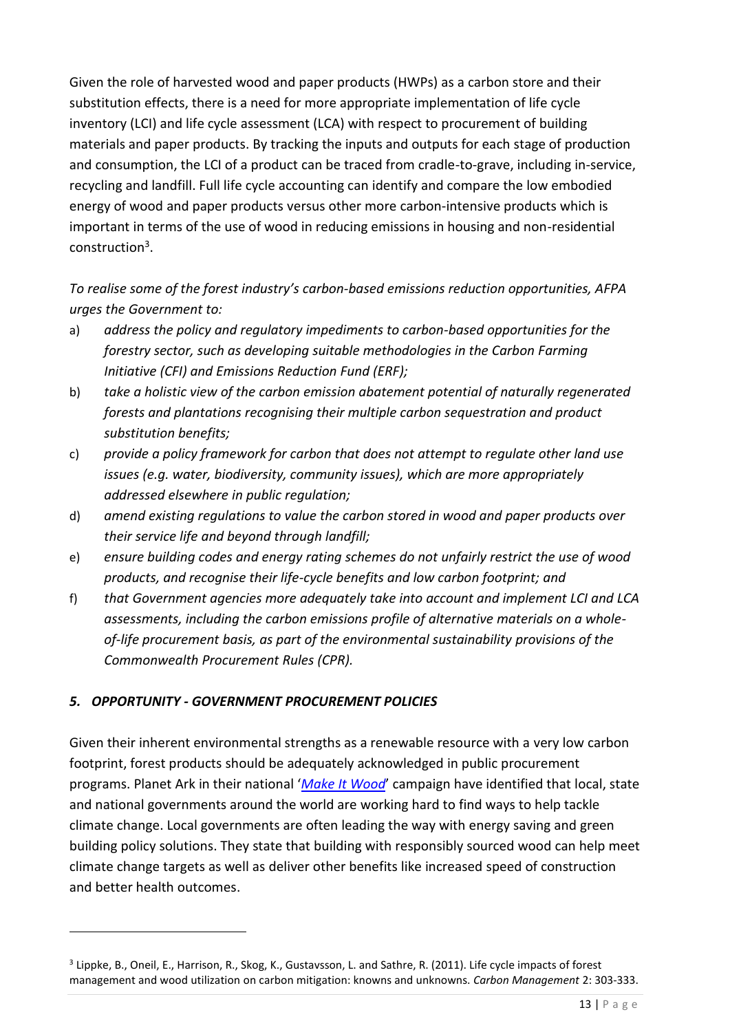Given the role of harvested wood and paper products (HWPs) as a carbon store and their substitution effects, there is a need for more appropriate implementation of life cycle inventory (LCI) and life cycle assessment (LCA) with respect to procurement of building materials and paper products. By tracking the inputs and outputs for each stage of production and consumption, the LCI of a product can be traced from cradle-to-grave, including in-service, recycling and landfill. Full life cycle accounting can identify and compare the low embodied energy of wood and paper products versus other more carbon-intensive products which is important in terms of the use of wood in reducing emissions in housing and non-residential construction[3].

*To realise some of the forest industry's carbon-based emissions reduction opportunities, AFPA urges the Government to:*

a) *address the policy and regulatory impediments to carbon-based opportunities for the forestry sector, such as developing suitable methodologies in the Carbon Farming Initiative (CFI) and Emissions Reduction Fund (ERF);*
b) *take a holistic view of the carbon emission abatement potential of naturally regenerated forests and plantations recognising their multiple carbon sequestration and product substitution benefits;*
c) *provide a policy framework for carbon that does not attempt to regulate other land use issues (e.g. water, biodiversity, community issues), which are more appropriately addressed elsewhere in public regulation;*
d) *amend existing regulations to value the carbon stored in wood and paper products over their service life and beyond through landfill;*
e) *ensure building codes and energy rating schemes do not unfairly restrict the use of wood products, and recognise their life-cycle benefits and low carbon footprint; and*
f) *that Government agencies more adequately take into account and implement LCI and LCA assessments, including the carbon emissions profile of alternative materials on a whole-of-life procurement basis, as part of the environmental sustainability provisions of the Commonwealth Procurement Rules (CPR).*

### *5. OPPORTUNITY - GOVERNMENT PROCUREMENT POLICIES*

Given their inherent environmental strengths as a renewable resource with a very low carbon footprint, forest products should be adequately acknowledged in public procurement programs. Planet Ark in their national '*Make It Wood*' campaign have identified that local, state and national governments around the world are working hard to find ways to help tackle climate change. Local governments are often leading the way with energy saving and green building policy solutions. They state that building with responsibly sourced wood can help meet climate change targets as well as deliver other benefits like increased speed of construction and better health outcomes.

---

[3] Lippke, B., Oneil, E., Harrison, R., Skog, K., Gustavsson, L. and Sathre, R. (2011). Life cycle impacts of forest management and wood utilization on carbon mitigation: knowns and unknowns. *Carbon Management* 2: 303-333.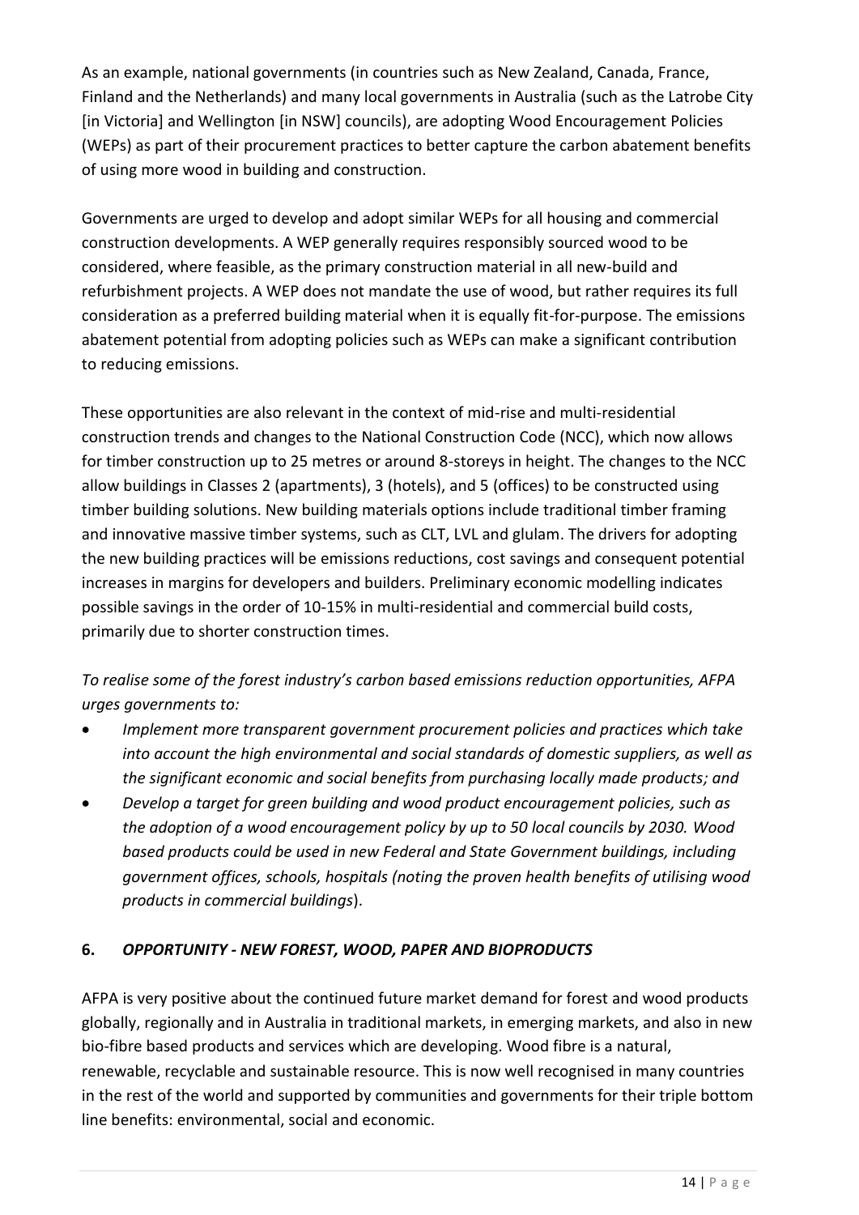As an example, national governments (in countries such as New Zealand, Canada, France, Finland and the Netherlands) and many local governments in Australia (such as the Latrobe City [in Victoria] and Wellington [in NSW] councils), are adopting Wood Encouragement Policies (WEPs) as part of their procurement practices to better capture the carbon abatement benefits of using more wood in building and construction.

Governments are urged to develop and adopt similar WEPs for all housing and commercial construction developments. A WEP generally requires responsibly sourced wood to be considered, where feasible, as the primary construction material in all new-build and refurbishment projects. A WEP does not mandate the use of wood, but rather requires its full consideration as a preferred building material when it is equally fit-for-purpose. The emissions abatement potential from adopting policies such as WEPs can make a significant contribution to reducing emissions.

These opportunities are also relevant in the context of mid-rise and multi-residential construction trends and changes to the National Construction Code (NCC), which now allows for timber construction up to 25 metres or around 8-storeys in height. The changes to the NCC allow buildings in Classes 2 (apartments), 3 (hotels), and 5 (offices) to be constructed using timber building solutions. New building materials options include traditional timber framing and innovative massive timber systems, such as CLT, LVL and glulam. The drivers for adopting the new building practices will be emissions reductions, cost savings and consequent potential increases in margins for developers and builders. Preliminary economic modelling indicates possible savings in the order of 10-15% in multi-residential and commercial build costs, primarily due to shorter construction times.

*To realise some of the forest industry's carbon based emissions reduction opportunities, AFPA urges governments to:*

- *Implement more transparent government procurement policies and practices which take into account the high environmental and social standards of domestic suppliers, as well as the significant economic and social benefits from purchasing locally made products; and*
- *Develop a target for green building and wood product encouragement policies, such as the adoption of a wood encouragement policy by up to 50 local councils by 2030. Wood based products could be used in new Federal and State Government buildings, including government offices, schools, hospitals (noting the proven health benefits of utilising wood products in commercial buildings*).

## 6. *OPPORTUNITY - NEW FOREST, WOOD, PAPER AND BIOPRODUCTS*

AFPA is very positive about the continued future market demand for forest and wood products globally, regionally and in Australia in traditional markets, in emerging markets, and also in new bio-fibre based products and services which are developing. Wood fibre is a natural, renewable, recyclable and sustainable resource. This is now well recognised in many countries in the rest of the world and supported by communities and governments for their triple bottom line benefits: environmental, social and economic.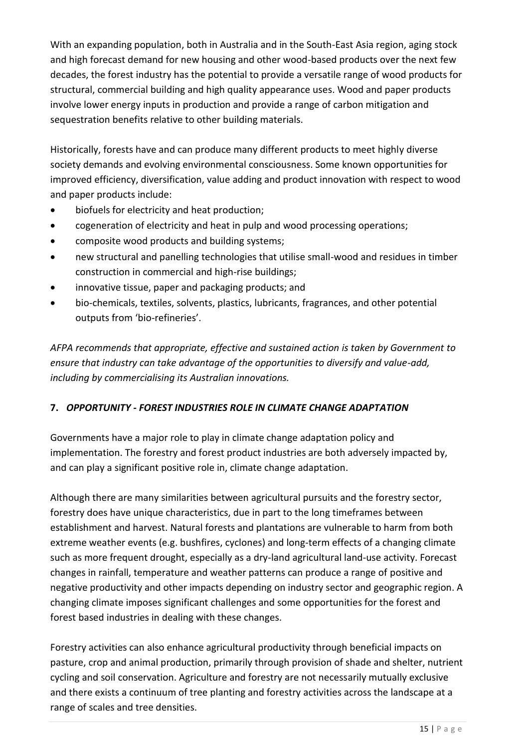With an expanding population, both in Australia and in the South-East Asia region, aging stock and high forecast demand for new housing and other wood-based products over the next few decades, the forest industry has the potential to provide a versatile range of wood products for structural, commercial building and high quality appearance uses. Wood and paper products involve lower energy inputs in production and provide a range of carbon mitigation and sequestration benefits relative to other building materials.

Historically, forests have and can produce many different products to meet highly diverse society demands and evolving environmental consciousness. Some known opportunities for improved efficiency, diversification, value adding and product innovation with respect to wood and paper products include:

- biofuels for electricity and heat production;
- cogeneration of electricity and heat in pulp and wood processing operations;
- composite wood products and building systems;
- new structural and panelling technologies that utilise small-wood and residues in timber construction in commercial and high-rise buildings;
- innovative tissue, paper and packaging products; and
- bio-chemicals, textiles, solvents, plastics, lubricants, fragrances, and other potential outputs from 'bio-refineries'.

*AFPA recommends that appropriate, effective and sustained action is taken by Government to ensure that industry can take advantage of the opportunities to diversify and value-add, including by commercialising its Australian innovations.*

## 7. *OPPORTUNITY - FOREST INDUSTRIES ROLE IN CLIMATE CHANGE ADAPTATION*

Governments have a major role to play in climate change adaptation policy and implementation. The forestry and forest product industries are both adversely impacted by, and can play a significant positive role in, climate change adaptation.

Although there are many similarities between agricultural pursuits and the forestry sector, forestry does have unique characteristics, due in part to the long timeframes between establishment and harvest. Natural forests and plantations are vulnerable to harm from both extreme weather events (e.g. bushfires, cyclones) and long-term effects of a changing climate such as more frequent drought, especially as a dry-land agricultural land-use activity. Forecast changes in rainfall, temperature and weather patterns can produce a range of positive and negative productivity and other impacts depending on industry sector and geographic region. A changing climate imposes significant challenges and some opportunities for the forest and forest based industries in dealing with these changes.

Forestry activities can also enhance agricultural productivity through beneficial impacts on pasture, crop and animal production, primarily through provision of shade and shelter, nutrient cycling and soil conservation. Agriculture and forestry are not necessarily mutually exclusive and there exists a continuum of tree planting and forestry activities across the landscape at a range of scales and tree densities.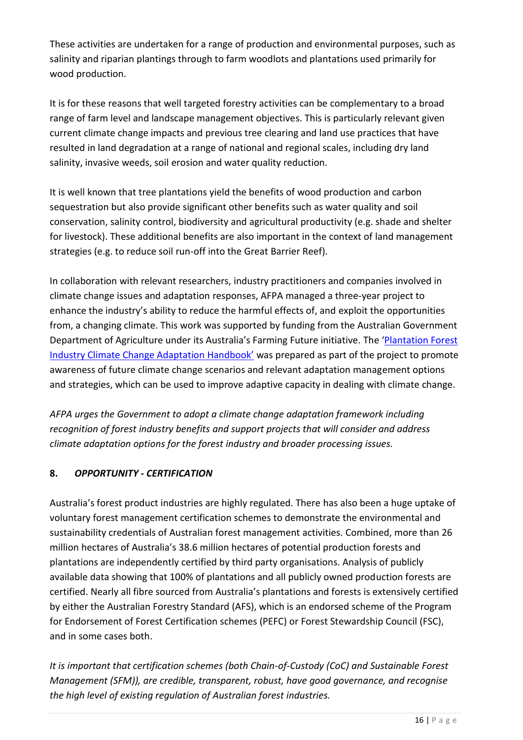These activities are undertaken for a range of production and environmental purposes, such as salinity and riparian plantings through to farm woodlots and plantations used primarily for wood production.

It is for these reasons that well targeted forestry activities can be complementary to a broad range of farm level and landscape management objectives. This is particularly relevant given current climate change impacts and previous tree clearing and land use practices that have resulted in land degradation at a range of national and regional scales, including dry land salinity, invasive weeds, soil erosion and water quality reduction.

It is well known that tree plantations yield the benefits of wood production and carbon sequestration but also provide significant other benefits such as water quality and soil conservation, salinity control, biodiversity and agricultural productivity (e.g. shade and shelter for livestock). These additional benefits are also important in the context of land management strategies (e.g. to reduce soil run-off into the Great Barrier Reef).

In collaboration with relevant researchers, industry practitioners and companies involved in climate change issues and adaptation responses, AFPA managed a three-year project to enhance the industry's ability to reduce the harmful effects of, and exploit the opportunities from, a changing climate. This work was supported by funding from the Australian Government Department of Agriculture under its Australia's Farming Future initiative. The 'Plantation Forest Industry Climate Change Adaptation Handbook' was prepared as part of the project to promote awareness of future climate change scenarios and relevant adaptation management options and strategies, which can be used to improve adaptive capacity in dealing with climate change.

*AFPA urges the Government to adopt a climate change adaptation framework including recognition of forest industry benefits and support projects that will consider and address climate adaptation options for the forest industry and broader processing issues.*

## 8. *OPPORTUNITY - CERTIFICATION*

Australia's forest product industries are highly regulated. There has also been a huge uptake of voluntary forest management certification schemes to demonstrate the environmental and sustainability credentials of Australian forest management activities. Combined, more than 26 million hectares of Australia's 38.6 million hectares of potential production forests and plantations are independently certified by third party organisations. Analysis of publicly available data showing that 100% of plantations and all publicly owned production forests are certified. Nearly all fibre sourced from Australia's plantations and forests is extensively certified by either the Australian Forestry Standard (AFS), which is an endorsed scheme of the Program for Endorsement of Forest Certification schemes (PEFC) or Forest Stewardship Council (FSC), and in some cases both.

*It is important that certification schemes (both Chain-of-Custody (CoC) and Sustainable Forest Management (SFM)), are credible, transparent, robust, have good governance, and recognise the high level of existing regulation of Australian forest industries.*